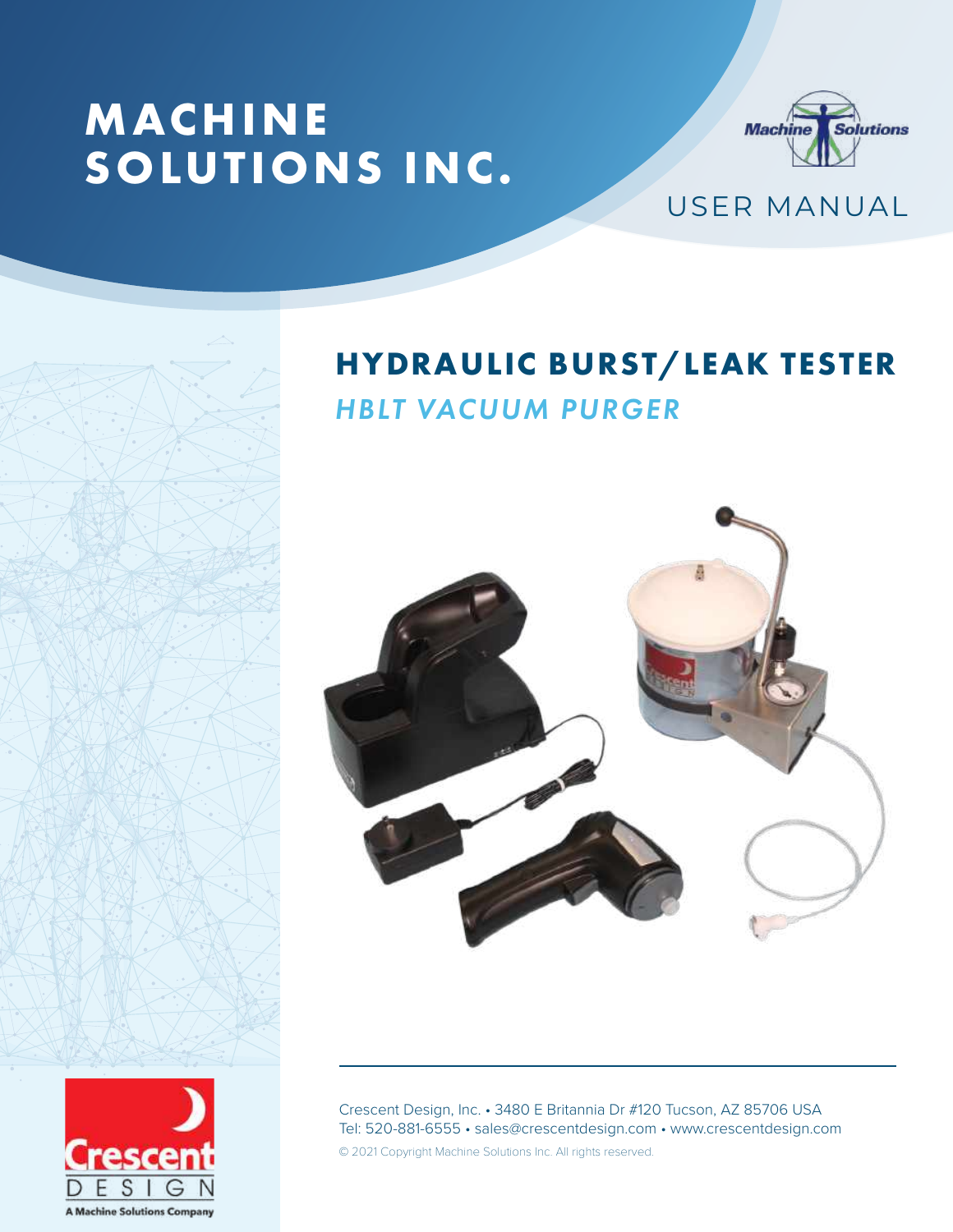# MACHINE SOLUTIONS INC.

Machine Solutions

USER MANUAL

## HYDRAULIC BURST/LEAK TESTER

### *HBLT VACUUM PURGER*

Crescent Design, Inc. • 3480 E Britannia Dr #120 Tucson, AZ 85706 USA
Tel: 520-881-6555 • sales@crescentdesign.com • www.crescentdesign.com

© 2021 Copyright Machine Solutions Inc. All rights reserved.

Crescent DESIGN
A Machine Solutions Company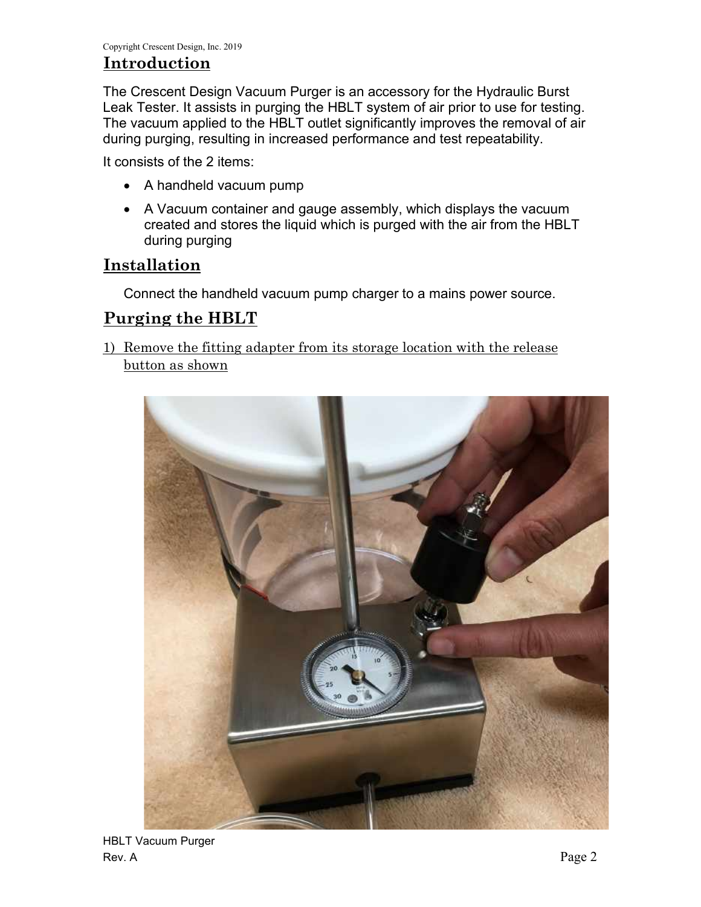## Introduction

The Crescent Design Vacuum Purger is an accessory for the Hydraulic Burst Leak Tester. It assists in purging the HBLT system of air prior to use for testing. The vacuum applied to the HBLT outlet significantly improves the removal of air during purging, resulting in increased performance and test repeatability.

It consists of the 2 items:

- A handheld vacuum pump
- A Vacuum container and gauge assembly, which displays the vacuum created and stores the liquid which is purged with the air from the HBLT during purging

## Installation

Connect the handheld vacuum pump charger to a mains power source.

## Purging the HBLT

1) Remove the fitting adapter from its storage location with the release button as shown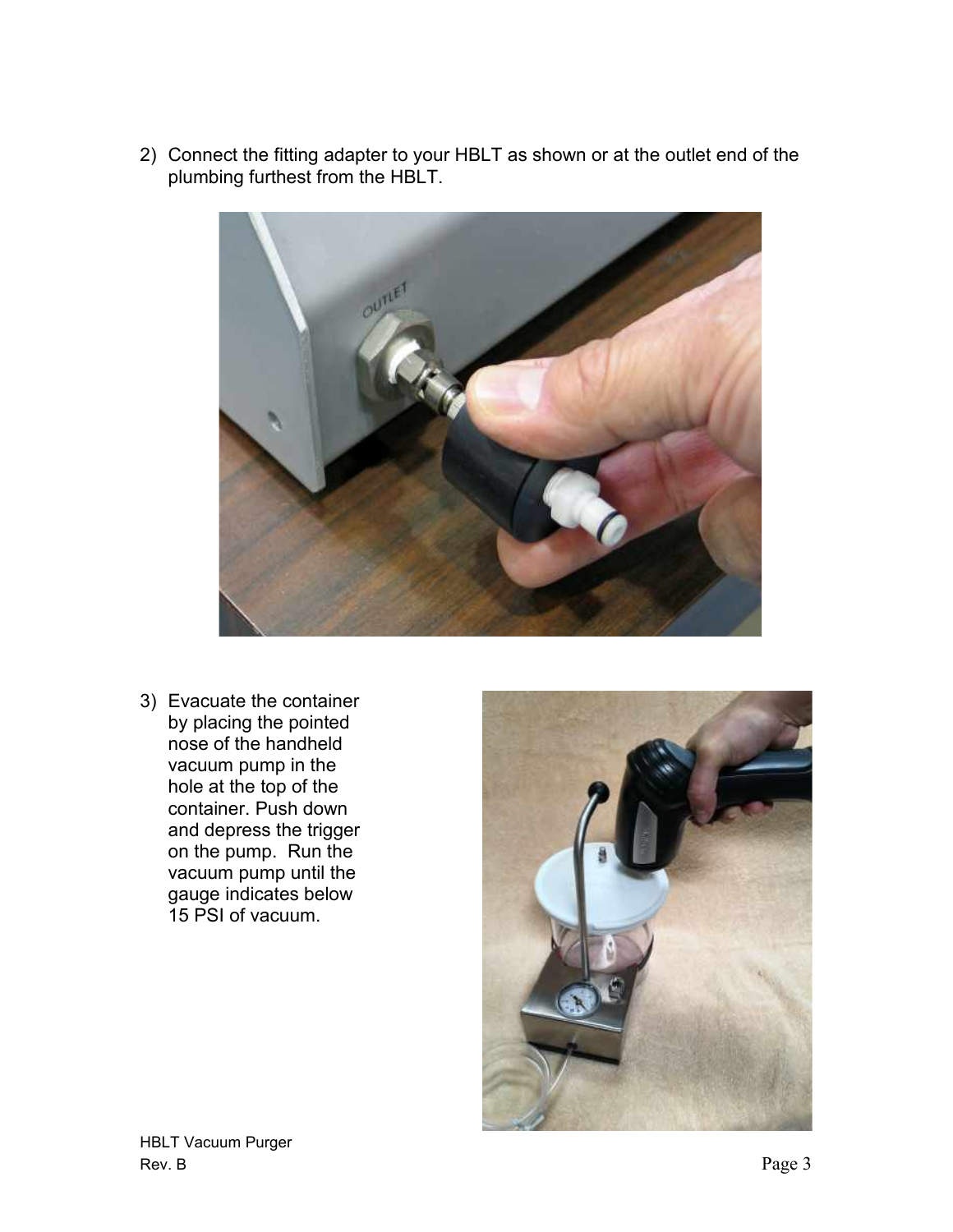2) Connect the fitting adapter to your HBLT as shown or at the outlet end of the plumbing furthest from the HBLT.

3) Evacuate the container by placing the pointed nose of the handheld vacuum pump in the hole at the top of the container. Push down and depress the trigger on the pump. Run the vacuum pump until the gauge indicates below 15 PSI of vacuum.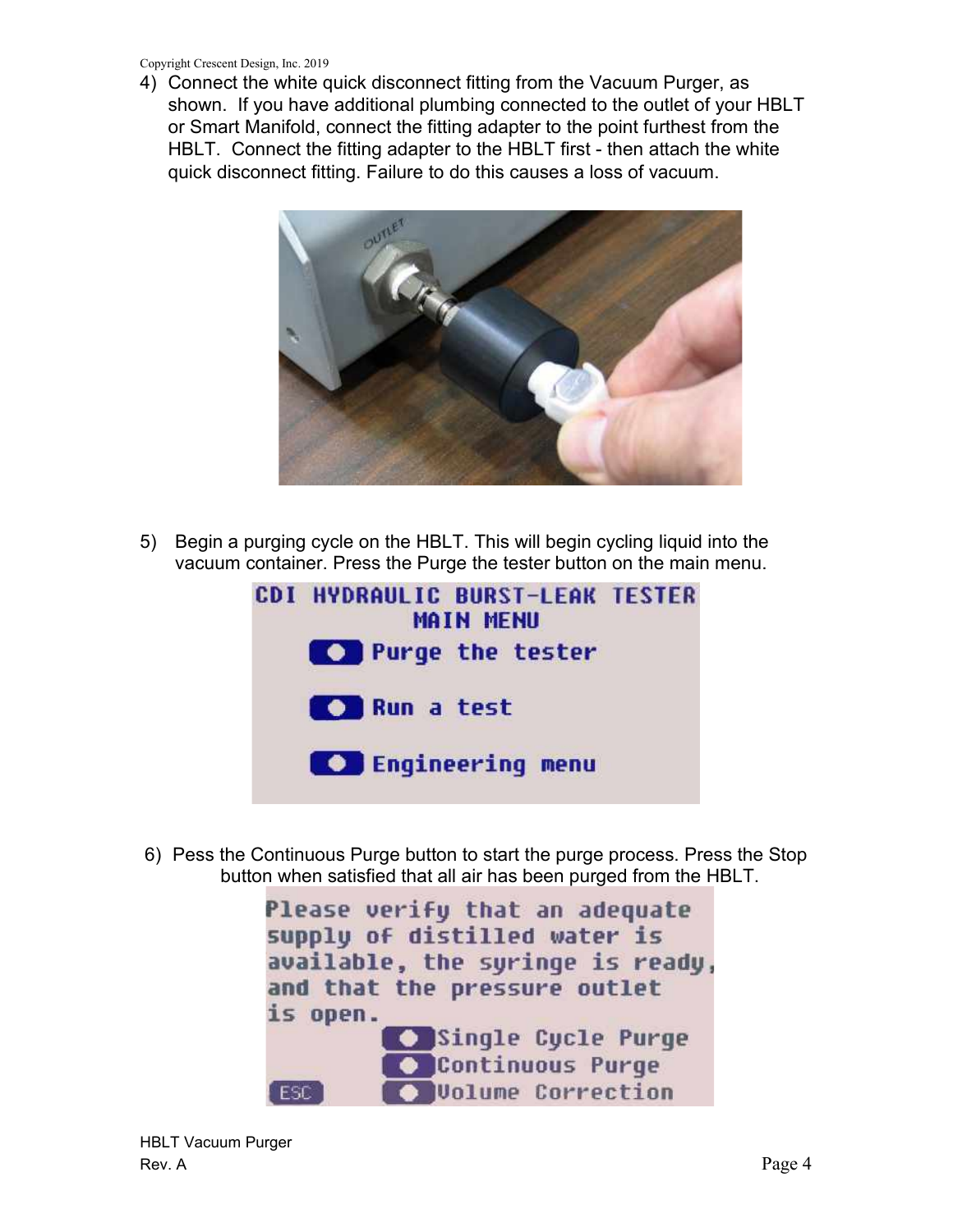4) Connect the white quick disconnect fitting from the Vacuum Purger, as shown. If you have additional plumbing connected to the outlet of your HBLT or Smart Manifold, connect the fitting adapter to the point furthest from the HBLT. Connect the fitting adapter to the HBLT first - then attach the white quick disconnect fitting. Failure to do this causes a loss of vacuum.

5) Begin a purging cycle on the HBLT. This will begin cycling liquid into the vacuum container. Press the Purge the tester button on the main menu.

```
CDI HYDRAULIC BURST-LEAK TESTER
MAIN MENU
Purge the tester
Run a test
Engineering menu
```

6) Pess the Continuous Purge button to start the purge process. Press the Stop button when satisfied that all air has been purged from the HBLT.

```
Please verify that an adequate
supply of distilled water is
available, the syringe is ready,
and that the pressure outlet
is open.
Single Cycle Purge
Continuous Purge
ESC    Volume Correction
```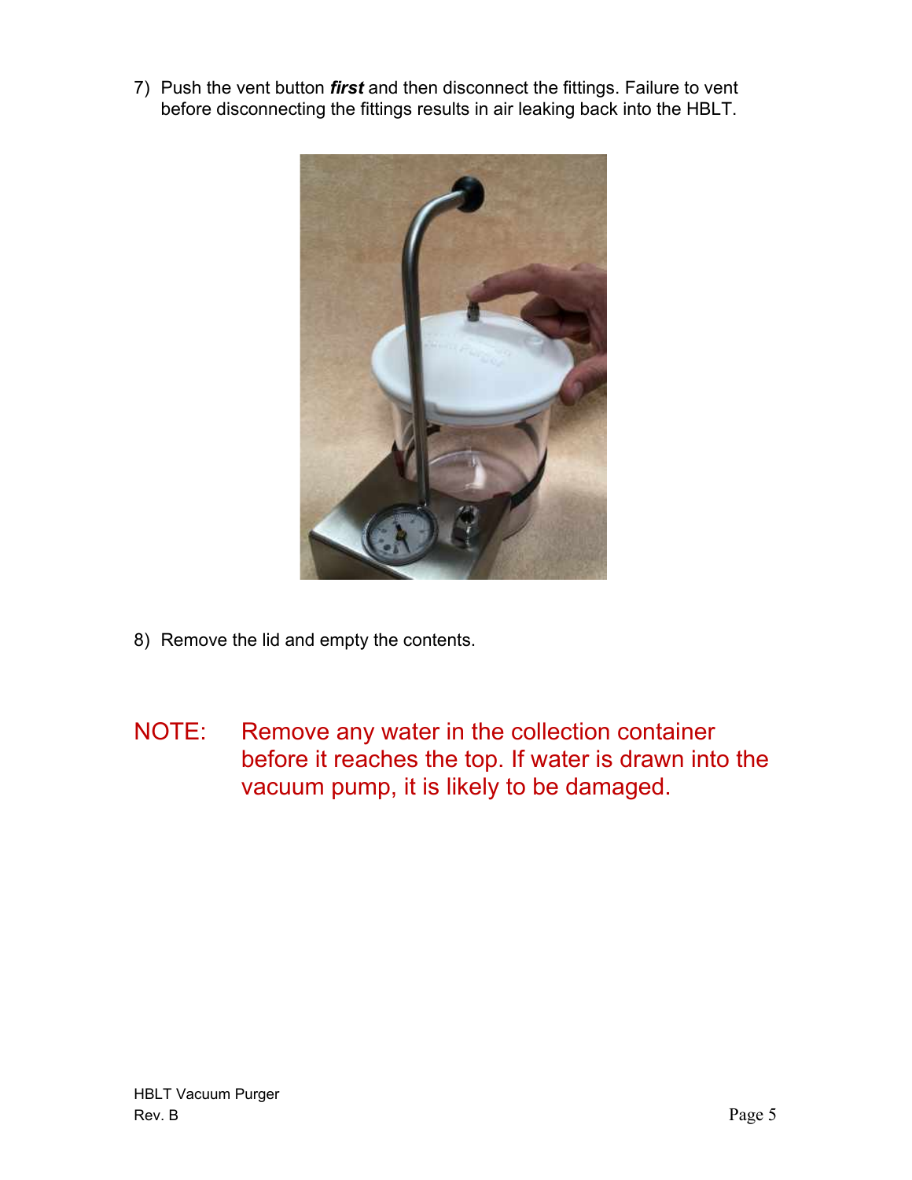7) Push the vent button ***first*** and then disconnect the fittings. Failure to vent before disconnecting the fittings results in air leaking back into the HBLT.

8) Remove the lid and empty the contents.

NOTE: Remove any water in the collection container before it reaches the top. If water is drawn into the vacuum pump, it is likely to be damaged.